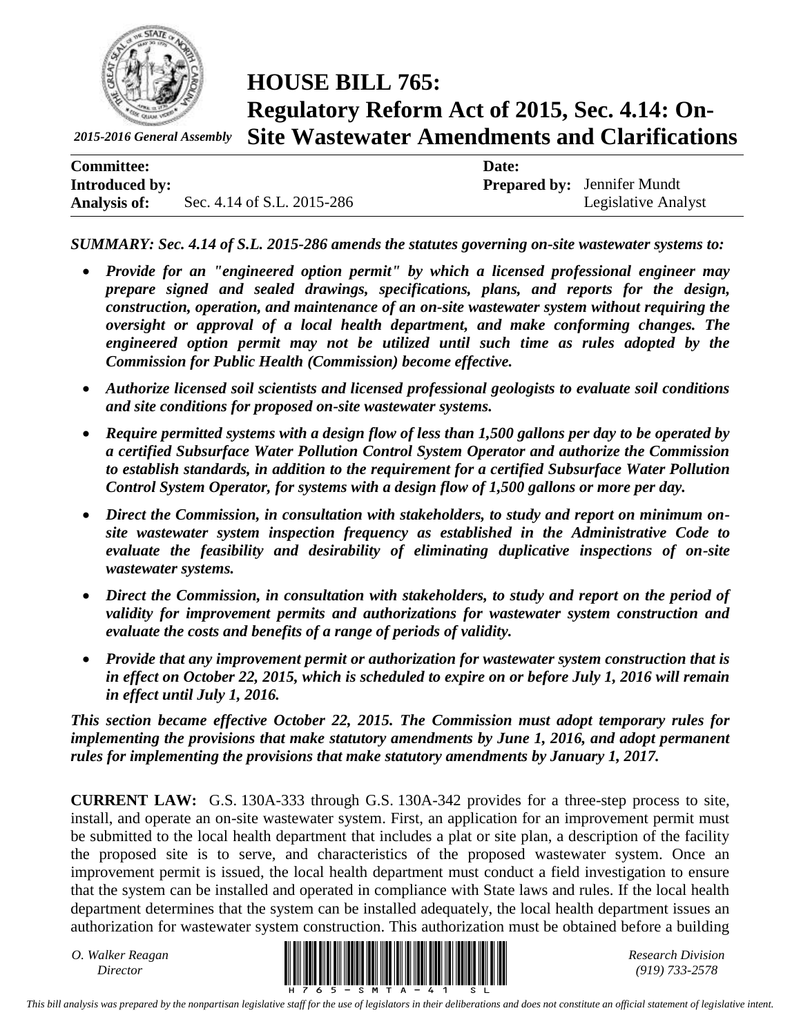2015-2016 General Assembly

# HOUSE BILL 765: Regulatory Reform Act of 2015, Sec. 4.14: On-Site Wastewater Amendments and Clarifications

| | | | |
|---|---|---|---|
| **Committee:** | | **Date:** | |
| **Introduced by:** | | **Prepared by:** | Jennifer Mundt |
| **Analysis of:** | Sec. 4.14 of S.L. 2015-286 | | Legislative Analyst |

***SUMMARY: Sec. 4.14 of S.L. 2015-286 amends the statutes governing on-site wastewater systems to:***

- ***Provide for an "engineered option permit" by which a licensed professional engineer may prepare signed and sealed drawings, specifications, plans, and reports for the design, construction, operation, and maintenance of an on-site wastewater system without requiring the oversight or approval of a local health department, and make conforming changes. The engineered option permit may not be utilized until such time as rules adopted by the Commission for Public Health (Commission) become effective.***
- ***Authorize licensed soil scientists and licensed professional geologists to evaluate soil conditions and site conditions for proposed on-site wastewater systems.***
- ***Require permitted systems with a design flow of less than 1,500 gallons per day to be operated by a certified Subsurface Water Pollution Control System Operator and authorize the Commission to establish standards, in addition to the requirement for a certified Subsurface Water Pollution Control System Operator, for systems with a design flow of 1,500 gallons or more per day.***
- ***Direct the Commission, in consultation with stakeholders, to study and report on minimum on-site wastewater system inspection frequency as established in the Administrative Code to evaluate the feasibility and desirability of eliminating duplicative inspections of on-site wastewater systems.***
- ***Direct the Commission, in consultation with stakeholders, to study and report on the period of validity for improvement permits and authorizations for wastewater system construction and evaluate the costs and benefits of a range of periods of validity.***
- ***Provide that any improvement permit or authorization for wastewater system construction that is in effect on October 22, 2015, which is scheduled to expire on or before July 1, 2016 will remain in effect until July 1, 2016.***

***This section became effective October 22, 2015. The Commission must adopt temporary rules for implementing the provisions that make statutory amendments by June 1, 2016, and adopt permanent rules for implementing the provisions that make statutory amendments by January 1, 2017.***

**CURRENT LAW:** G.S. 130A-333 through G.S. 130A-342 provides for a three-step process to site, install, and operate an on-site wastewater system. First, an application for an improvement permit must be submitted to the local health department that includes a plat or site plan, a description of the facility the proposed site is to serve, and characteristics of the proposed wastewater system. Once an improvement permit is issued, the local health department must conduct a field investigation to ensure that the system can be installed and operated in compliance with State laws and rules. If the local health department determines that the system can be installed adequately, the local health department issues an authorization for wastewater system construction. This authorization must be obtained before a building

*This bill analysis was prepared by the nonpartisan legislative staff for the use of legislators in their deliberations and does not constitute an official statement of legislative intent.*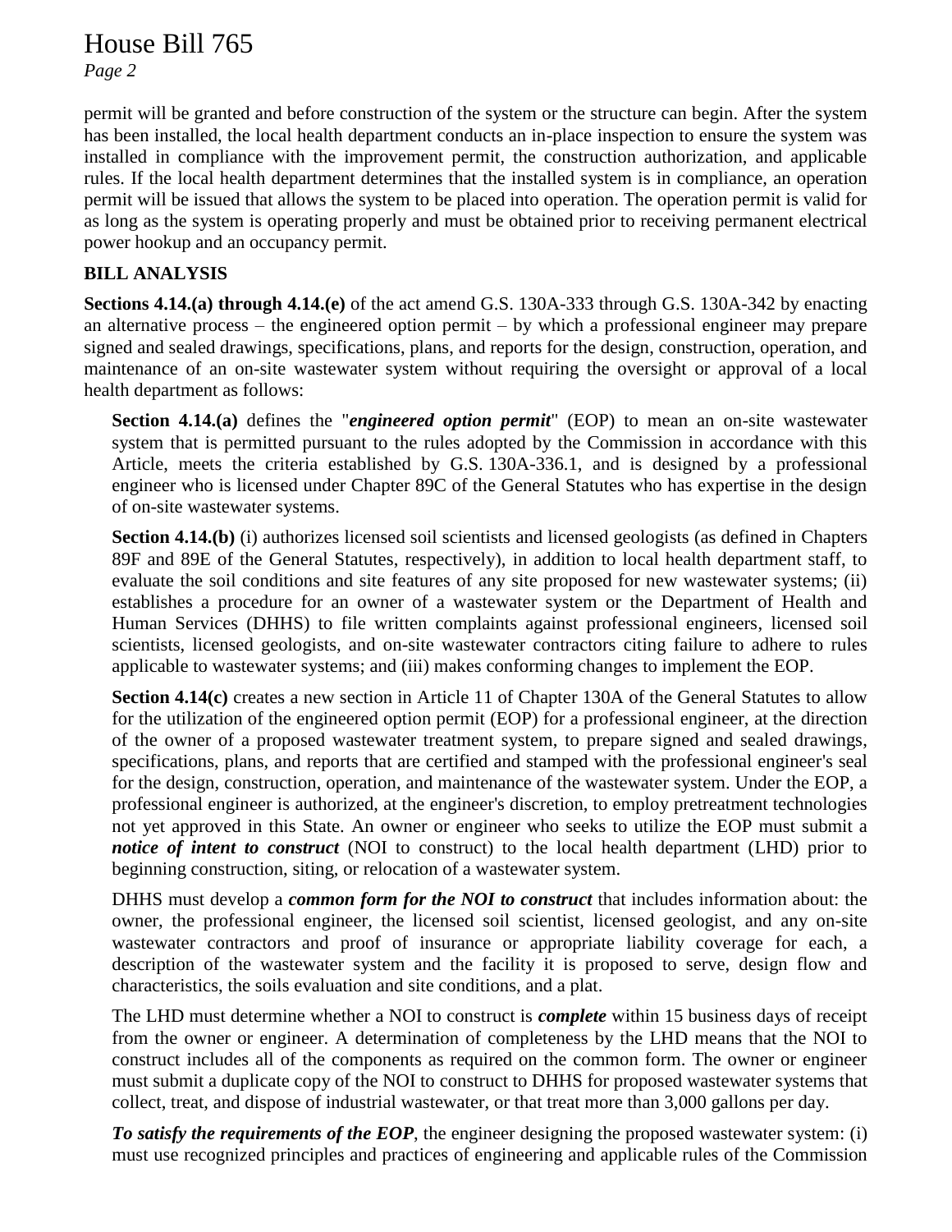permit will be granted and before construction of the system or the structure can begin. After the system has been installed, the local health department conducts an in-place inspection to ensure the system was installed in compliance with the improvement permit, the construction authorization, and applicable rules. If the local health department determines that the installed system is in compliance, an operation permit will be issued that allows the system to be placed into operation. The operation permit is valid for as long as the system is operating properly and must be obtained prior to receiving permanent electrical power hookup and an occupancy permit.

**BILL ANALYSIS**

**Sections 4.14.(a) through 4.14.(e)** of the act amend G.S. 130A-333 through G.S. 130A-342 by enacting an alternative process – the engineered option permit – by which a professional engineer may prepare signed and sealed drawings, specifications, plans, and reports for the design, construction, operation, and maintenance of an on-site wastewater system without requiring the oversight or approval of a local health department as follows:

**Section 4.14.(a)** defines the "***engineered option permit***" (EOP) to mean an on-site wastewater system that is permitted pursuant to the rules adopted by the Commission in accordance with this Article, meets the criteria established by G.S. 130A-336.1, and is designed by a professional engineer who is licensed under Chapter 89C of the General Statutes who has expertise in the design of on-site wastewater systems.

**Section 4.14.(b)** (i) authorizes licensed soil scientists and licensed geologists (as defined in Chapters 89F and 89E of the General Statutes, respectively), in addition to local health department staff, to evaluate the soil conditions and site features of any site proposed for new wastewater systems; (ii) establishes a procedure for an owner of a wastewater system or the Department of Health and Human Services (DHHS) to file written complaints against professional engineers, licensed soil scientists, licensed geologists, and on-site wastewater contractors citing failure to adhere to rules applicable to wastewater systems; and (iii) makes conforming changes to implement the EOP.

**Section 4.14(c)** creates a new section in Article 11 of Chapter 130A of the General Statutes to allow for the utilization of the engineered option permit (EOP) for a professional engineer, at the direction of the owner of a proposed wastewater treatment system, to prepare signed and sealed drawings, specifications, plans, and reports that are certified and stamped with the professional engineer's seal for the design, construction, operation, and maintenance of the wastewater system. Under the EOP, a professional engineer is authorized, at the engineer's discretion, to employ pretreatment technologies not yet approved in this State. An owner or engineer who seeks to utilize the EOP must submit a ***notice of intent to construct*** (NOI to construct) to the local health department (LHD) prior to beginning construction, siting, or relocation of a wastewater system.

DHHS must develop a ***common form for the NOI to construct*** that includes information about: the owner, the professional engineer, the licensed soil scientist, licensed geologist, and any on-site wastewater contractors and proof of insurance or appropriate liability coverage for each, a description of the wastewater system and the facility it is proposed to serve, design flow and characteristics, the soils evaluation and site conditions, and a plat.

The LHD must determine whether a NOI to construct is ***complete*** within 15 business days of receipt from the owner or engineer. A determination of completeness by the LHD means that the NOI to construct includes all of the components as required on the common form. The owner or engineer must submit a duplicate copy of the NOI to construct to DHHS for proposed wastewater systems that collect, treat, and dispose of industrial wastewater, or that treat more than 3,000 gallons per day.

***To satisfy the requirements of the EOP***, the engineer designing the proposed wastewater system: (i) must use recognized principles and practices of engineering and applicable rules of the Commission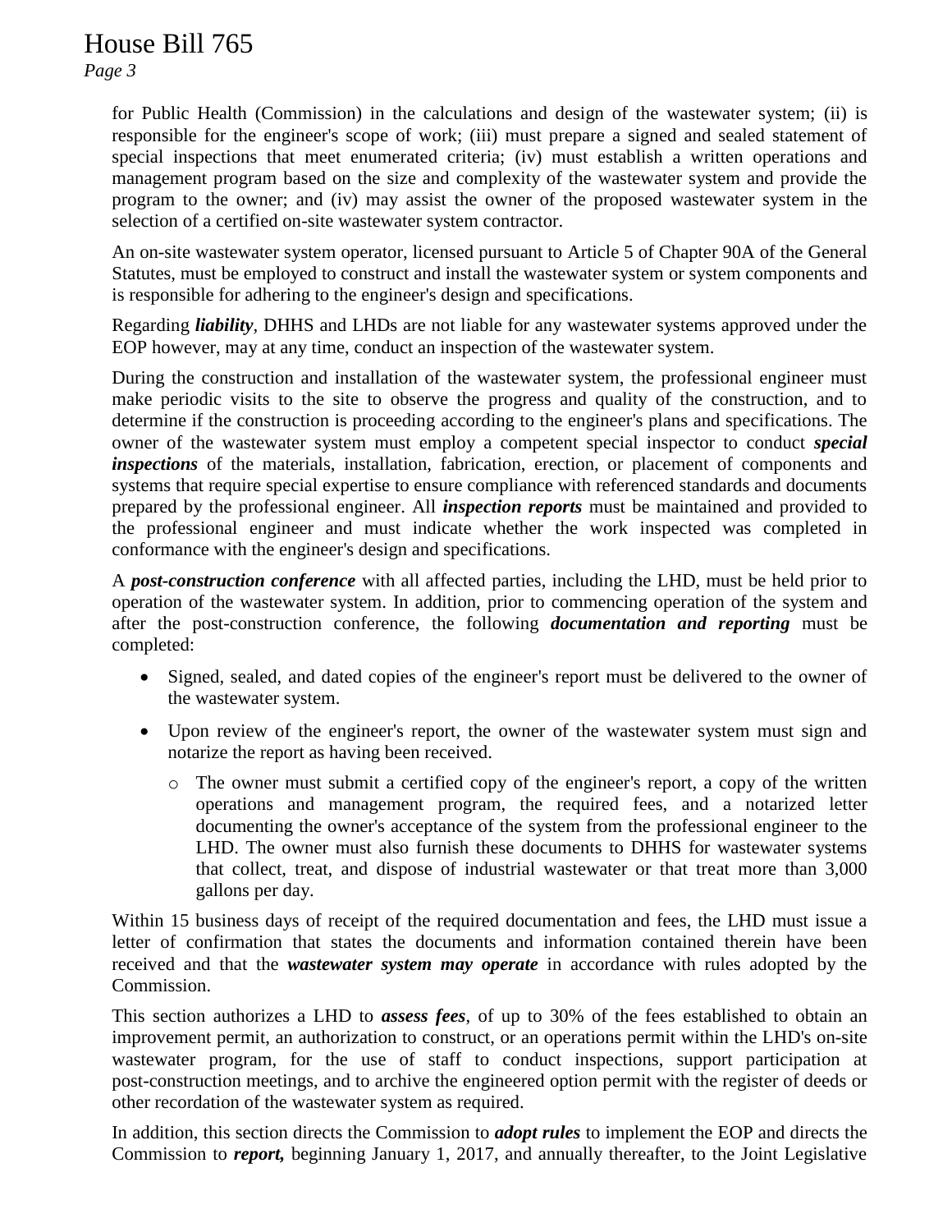for Public Health (Commission) in the calculations and design of the wastewater system; (ii) is responsible for the engineer's scope of work; (iii) must prepare a signed and sealed statement of special inspections that meet enumerated criteria; (iv) must establish a written operations and management program based on the size and complexity of the wastewater system and provide the program to the owner; and (iv) may assist the owner of the proposed wastewater system in the selection of a certified on-site wastewater system contractor.

An on-site wastewater system operator, licensed pursuant to Article 5 of Chapter 90A of the General Statutes, must be employed to construct and install the wastewater system or system components and is responsible for adhering to the engineer's design and specifications.

Regarding ***liability***, DHHS and LHDs are not liable for any wastewater systems approved under the EOP however, may at any time, conduct an inspection of the wastewater system.

During the construction and installation of the wastewater system, the professional engineer must make periodic visits to the site to observe the progress and quality of the construction, and to determine if the construction is proceeding according to the engineer's plans and specifications. The owner of the wastewater system must employ a competent special inspector to conduct ***special inspections*** of the materials, installation, fabrication, erection, or placement of components and systems that require special expertise to ensure compliance with referenced standards and documents prepared by the professional engineer. All ***inspection reports*** must be maintained and provided to the professional engineer and must indicate whether the work inspected was completed in conformance with the engineer's design and specifications.

A ***post-construction conference*** with all affected parties, including the LHD, must be held prior to operation of the wastewater system. In addition, prior to commencing operation of the system and after the post-construction conference, the following ***documentation and reporting*** must be completed:

- Signed, sealed, and dated copies of the engineer's report must be delivered to the owner of the wastewater system.
- Upon review of the engineer's report, the owner of the wastewater system must sign and notarize the report as having been received.
  - The owner must submit a certified copy of the engineer's report, a copy of the written operations and management program, the required fees, and a notarized letter documenting the owner's acceptance of the system from the professional engineer to the LHD. The owner must also furnish these documents to DHHS for wastewater systems that collect, treat, and dispose of industrial wastewater or that treat more than 3,000 gallons per day.

Within 15 business days of receipt of the required documentation and fees, the LHD must issue a letter of confirmation that states the documents and information contained therein have been received and that the ***wastewater system may operate*** in accordance with rules adopted by the Commission.

This section authorizes a LHD to ***assess fees***, of up to 30% of the fees established to obtain an improvement permit, an authorization to construct, or an operations permit within the LHD's on-site wastewater program, for the use of staff to conduct inspections, support participation at post-construction meetings, and to archive the engineered option permit with the register of deeds or other recordation of the wastewater system as required.

In addition, this section directs the Commission to ***adopt rules*** to implement the EOP and directs the Commission to ***report,*** beginning January 1, 2017, and annually thereafter, to the Joint Legislative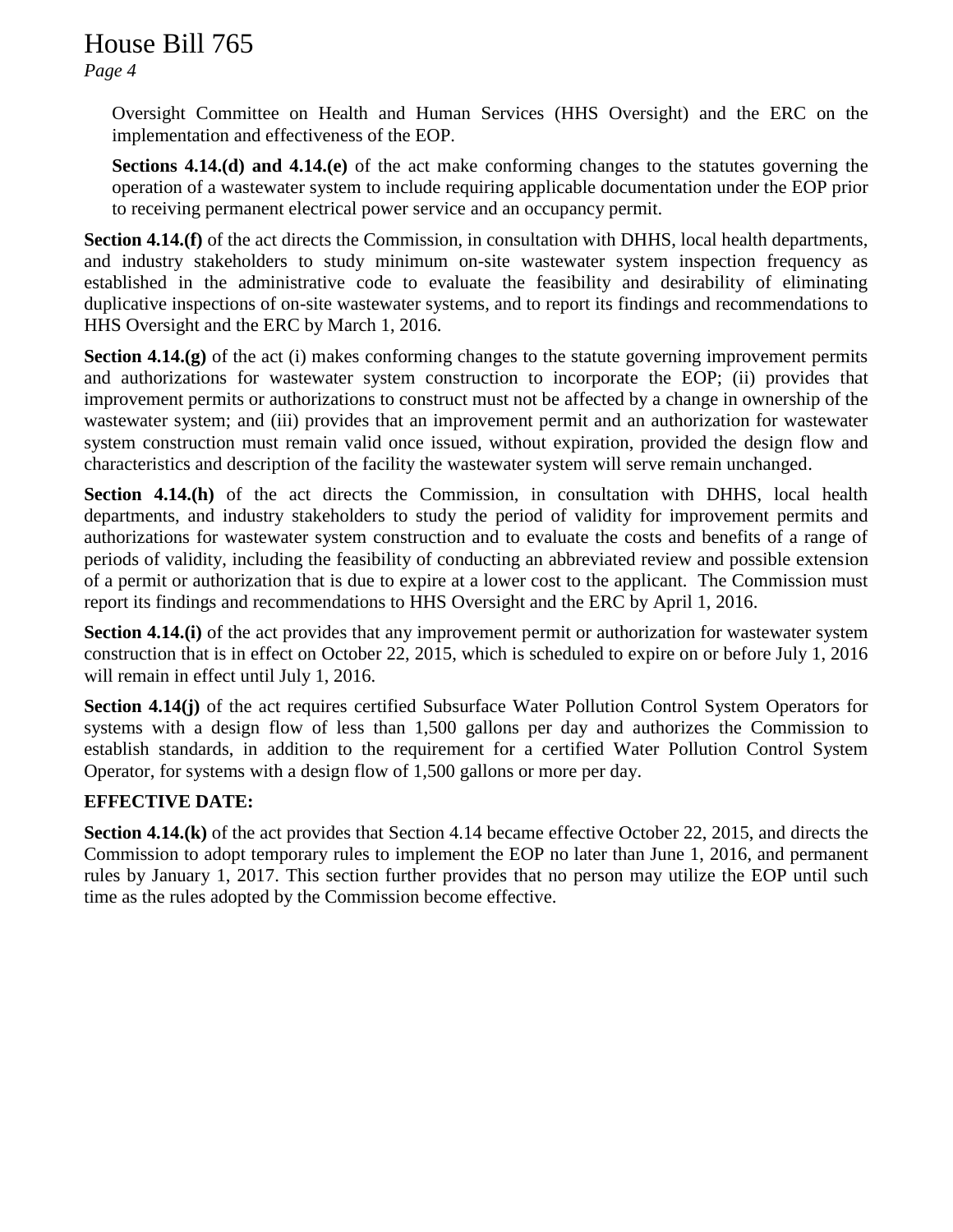Oversight Committee on Health and Human Services (HHS Oversight) and the ERC on the implementation and effectiveness of the EOP.

**Sections 4.14.(d) and 4.14.(e)** of the act make conforming changes to the statutes governing the operation of a wastewater system to include requiring applicable documentation under the EOP prior to receiving permanent electrical power service and an occupancy permit.

**Section 4.14.(f)** of the act directs the Commission, in consultation with DHHS, local health departments, and industry stakeholders to study minimum on-site wastewater system inspection frequency as established in the administrative code to evaluate the feasibility and desirability of eliminating duplicative inspections of on-site wastewater systems, and to report its findings and recommendations to HHS Oversight and the ERC by March 1, 2016.

**Section 4.14.(g)** of the act (i) makes conforming changes to the statute governing improvement permits and authorizations for wastewater system construction to incorporate the EOP; (ii) provides that improvement permits or authorizations to construct must not be affected by a change in ownership of the wastewater system; and (iii) provides that an improvement permit and an authorization for wastewater system construction must remain valid once issued, without expiration, provided the design flow and characteristics and description of the facility the wastewater system will serve remain unchanged.

**Section 4.14.(h)** of the act directs the Commission, in consultation with DHHS, local health departments, and industry stakeholders to study the period of validity for improvement permits and authorizations for wastewater system construction and to evaluate the costs and benefits of a range of periods of validity, including the feasibility of conducting an abbreviated review and possible extension of a permit or authorization that is due to expire at a lower cost to the applicant. The Commission must report its findings and recommendations to HHS Oversight and the ERC by April 1, 2016.

**Section 4.14.(i)** of the act provides that any improvement permit or authorization for wastewater system construction that is in effect on October 22, 2015, which is scheduled to expire on or before July 1, 2016 will remain in effect until July 1, 2016.

**Section 4.14(j)** of the act requires certified Subsurface Water Pollution Control System Operators for systems with a design flow of less than 1,500 gallons per day and authorizes the Commission to establish standards, in addition to the requirement for a certified Water Pollution Control System Operator, for systems with a design flow of 1,500 gallons or more per day.

**EFFECTIVE DATE:**

**Section 4.14.(k)** of the act provides that Section 4.14 became effective October 22, 2015, and directs the Commission to adopt temporary rules to implement the EOP no later than June 1, 2016, and permanent rules by January 1, 2017. This section further provides that no person may utilize the EOP until such time as the rules adopted by the Commission become effective.